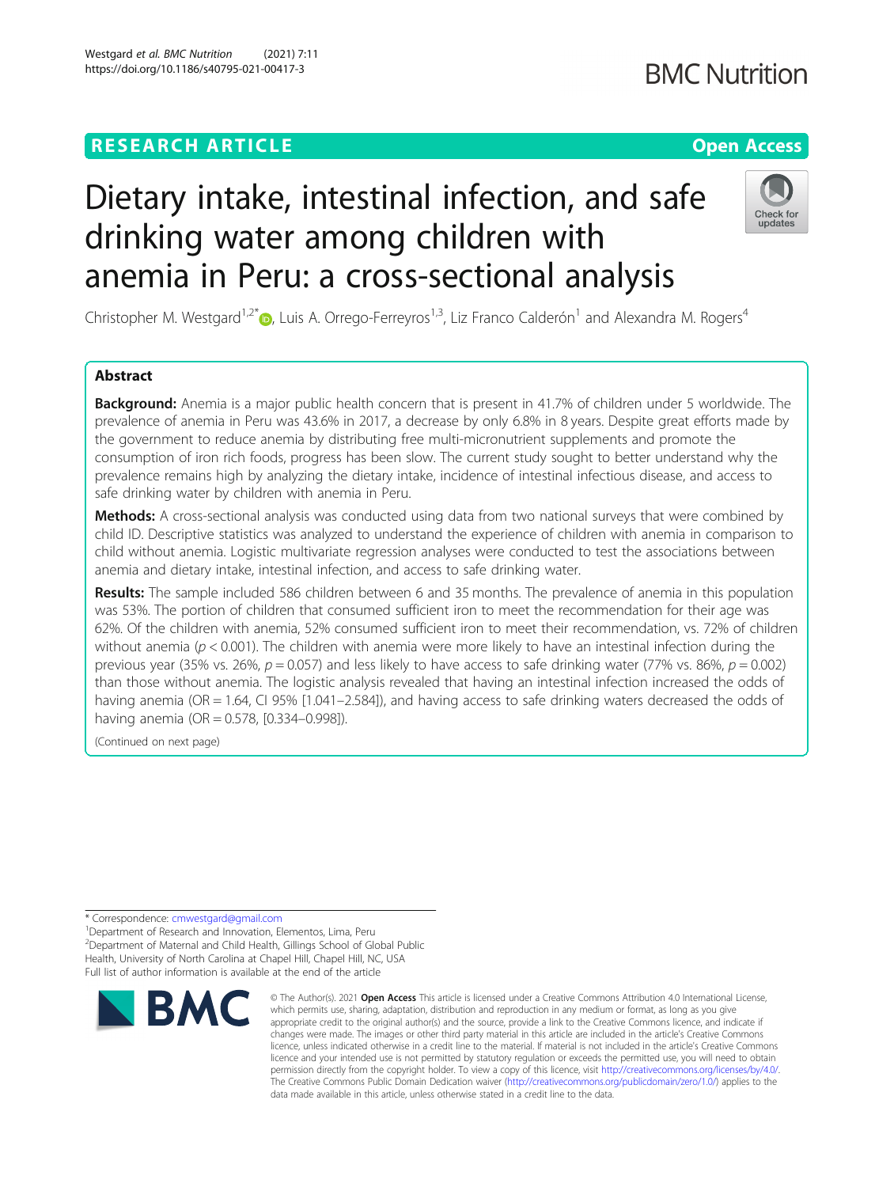# Dietary intake, intestinal infection, and safe drinking water among children with anemia in Peru: a cross-sectional analysis

Christopher M. Westgard[1,2*], Luis A. Orrego-Ferreyros[1,3], Liz Franco Calderón[1] and Alexandra M. Rogers[4]

## Abstract

**Background:** Anemia is a major public health concern that is present in 41.7% of children under 5 worldwide. The prevalence of anemia in Peru was 43.6% in 2017, a decrease by only 6.8% in 8 years. Despite great efforts made by the government to reduce anemia by distributing free multi-micronutrient supplements and promote the consumption of iron rich foods, progress has been slow. The current study sought to better understand why the prevalence remains high by analyzing the dietary intake, incidence of intestinal infectious disease, and access to safe drinking water by children with anemia in Peru.

**Methods:** A cross-sectional analysis was conducted using data from two national surveys that were combined by child ID. Descriptive statistics was analyzed to understand the experience of children with anemia in comparison to child without anemia. Logistic multivariate regression analyses were conducted to test the associations between anemia and dietary intake, intestinal infection, and access to safe drinking water.

**Results:** The sample included 586 children between 6 and 35 months. The prevalence of anemia in this population was 53%. The portion of children that consumed sufficient iron to meet the recommendation for their age was 62%. Of the children with anemia, 52% consumed sufficient iron to meet their recommendation, vs. 72% of children without anemia ($p < 0.001$). The children with anemia were more likely to have an intestinal infection during the previous year (35% vs. 26%, $p = 0.057$) and less likely to have access to safe drinking water (77% vs. 86%, $p = 0.002$) than those without anemia. The logistic analysis revealed that having an intestinal infection increased the odds of having anemia (OR = 1.64, CI 95% [1.041–2.584]), and having access to safe drinking waters decreased the odds of having anemia (OR = 0.578, [0.334–0.998]).

(Continued on next page)

\* Correspondence: cmwestgard@gmail.com

[1]Department of Research and Innovation, Elementos, Lima, Peru

[2]Department of Maternal and Child Health, Gillings School of Global Public Health, University of North Carolina at Chapel Hill, Chapel Hill, NC, USA

Full list of author information is available at the end of the article

© The Author(s). 2021 **Open Access** This article is licensed under a Creative Commons Attribution 4.0 International License, which permits use, sharing, adaptation, distribution and reproduction in any medium or format, as long as you give appropriate credit to the original author(s) and the source, provide a link to the Creative Commons licence, and indicate if changes were made. The images or other third party material in this article are included in the article's Creative Commons licence, unless indicated otherwise in a credit line to the material. If material is not included in the article's Creative Commons licence and your intended use is not permitted by statutory regulation or exceeds the permitted use, you will need to obtain permission directly from the copyright holder. To view a copy of this licence, visit http://creativecommons.org/licenses/by/4.0/. The Creative Commons Public Domain Dedication waiver (http://creativecommons.org/publicdomain/zero/1.0/) applies to the data made available in this article, unless otherwise stated in a credit line to the data.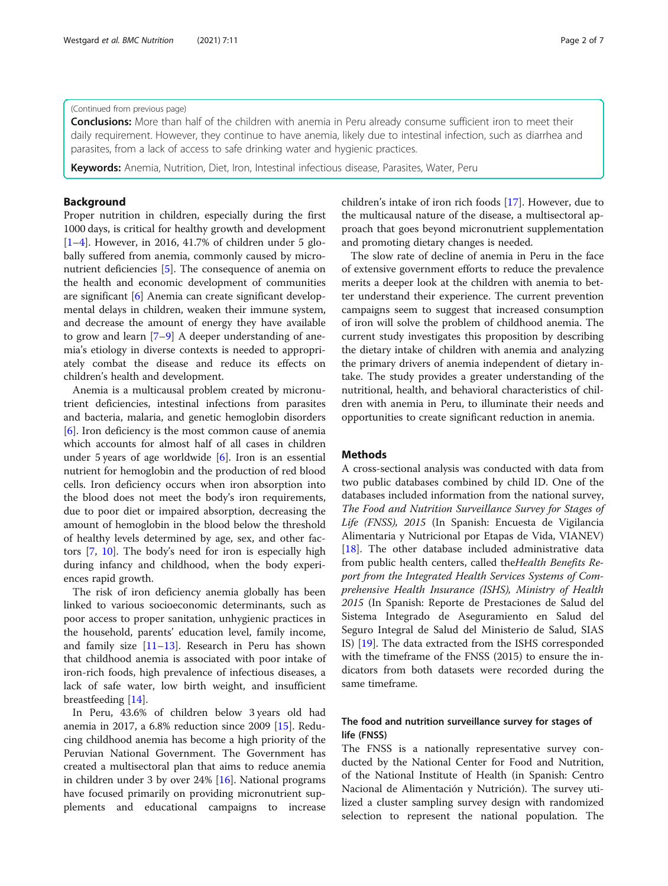(Continued from previous page)

**Conclusions:** More than half of the children with anemia in Peru already consume sufficient iron to meet their daily requirement. However, they continue to have anemia, likely due to intestinal infection, such as diarrhea and parasites, from a lack of access to safe drinking water and hygienic practices.

**Keywords:** Anemia, Nutrition, Diet, Iron, Intestinal infectious disease, Parasites, Water, Peru

## Background

Proper nutrition in children, especially during the first 1000 days, is critical for healthy growth and development [1–4]. However, in 2016, 41.7% of children under 5 globally suffered from anemia, commonly caused by micronutrient deficiencies [5]. The consequence of anemia on the health and economic development of communities are significant [6] Anemia can create significant developmental delays in children, weaken their immune system, and decrease the amount of energy they have available to grow and learn [7–9] A deeper understanding of anemia's etiology in diverse contexts is needed to appropriately combat the disease and reduce its effects on children's health and development.

Anemia is a multicausal problem created by micronutrient deficiencies, intestinal infections from parasites and bacteria, malaria, and genetic hemoglobin disorders [6]. Iron deficiency is the most common cause of anemia which accounts for almost half of all cases in children under 5 years of age worldwide [6]. Iron is an essential nutrient for hemoglobin and the production of red blood cells. Iron deficiency occurs when iron absorption into the blood does not meet the body's iron requirements, due to poor diet or impaired absorption, decreasing the amount of hemoglobin in the blood below the threshold of healthy levels determined by age, sex, and other factors [7, 10]. The body's need for iron is especially high during infancy and childhood, when the body experiences rapid growth.

The risk of iron deficiency anemia globally has been linked to various socioeconomic determinants, such as poor access to proper sanitation, unhygienic practices in the household, parents' education level, family income, and family size [11–13]. Research in Peru has shown that childhood anemia is associated with poor intake of iron-rich foods, high prevalence of infectious diseases, a lack of safe water, low birth weight, and insufficient breastfeeding [14].

In Peru, 43.6% of children below 3 years old had anemia in 2017, a 6.8% reduction since 2009 [15]. Reducing childhood anemia has become a high priority of the Peruvian National Government. The Government has created a multisectoral plan that aims to reduce anemia in children under 3 by over 24% [16]. National programs have focused primarily on providing micronutrient supplements and educational campaigns to increase children's intake of iron rich foods [17]. However, due to the multicausal nature of the disease, a multisectoral approach that goes beyond micronutrient supplementation and promoting dietary changes is needed.

The slow rate of decline of anemia in Peru in the face of extensive government efforts to reduce the prevalence merits a deeper look at the children with anemia to better understand their experience. The current prevention campaigns seem to suggest that increased consumption of iron will solve the problem of childhood anemia. The current study investigates this proposition by describing the dietary intake of children with anemia and analyzing the primary drivers of anemia independent of dietary intake. The study provides a greater understanding of the nutritional, health, and behavioral characteristics of children with anemia in Peru, to illuminate their needs and opportunities to create significant reduction in anemia.

## Methods

A cross-sectional analysis was conducted with data from two public databases combined by child ID. One of the databases included information from the national survey, *The Food and Nutrition Surveillance Survey for Stages of Life (FNSS), 2015* (In Spanish: Encuesta de Vigilancia Alimentaria y Nutricional por Etapas de Vida, VIANEV) [18]. The other database included administrative data from public health centers, called the*Health Benefits Report from the Integrated Health Services Systems of Comprehensive Health Insurance (ISHS), Ministry of Health 2015* (In Spanish: Reporte de Prestaciones de Salud del Sistema Integrado de Aseguramiento en Salud del Seguro Integral de Salud del Ministerio de Salud, SIAS IS) [19]. The data extracted from the ISHS corresponded with the timeframe of the FNSS (2015) to ensure the indicators from both datasets were recorded during the same timeframe.

### The food and nutrition surveillance survey for stages of life (FNSS)

The FNSS is a nationally representative survey conducted by the National Center for Food and Nutrition, of the National Institute of Health (in Spanish: Centro Nacional de Alimentación y Nutrición). The survey utilized a cluster sampling survey design with randomized selection to represent the national population. The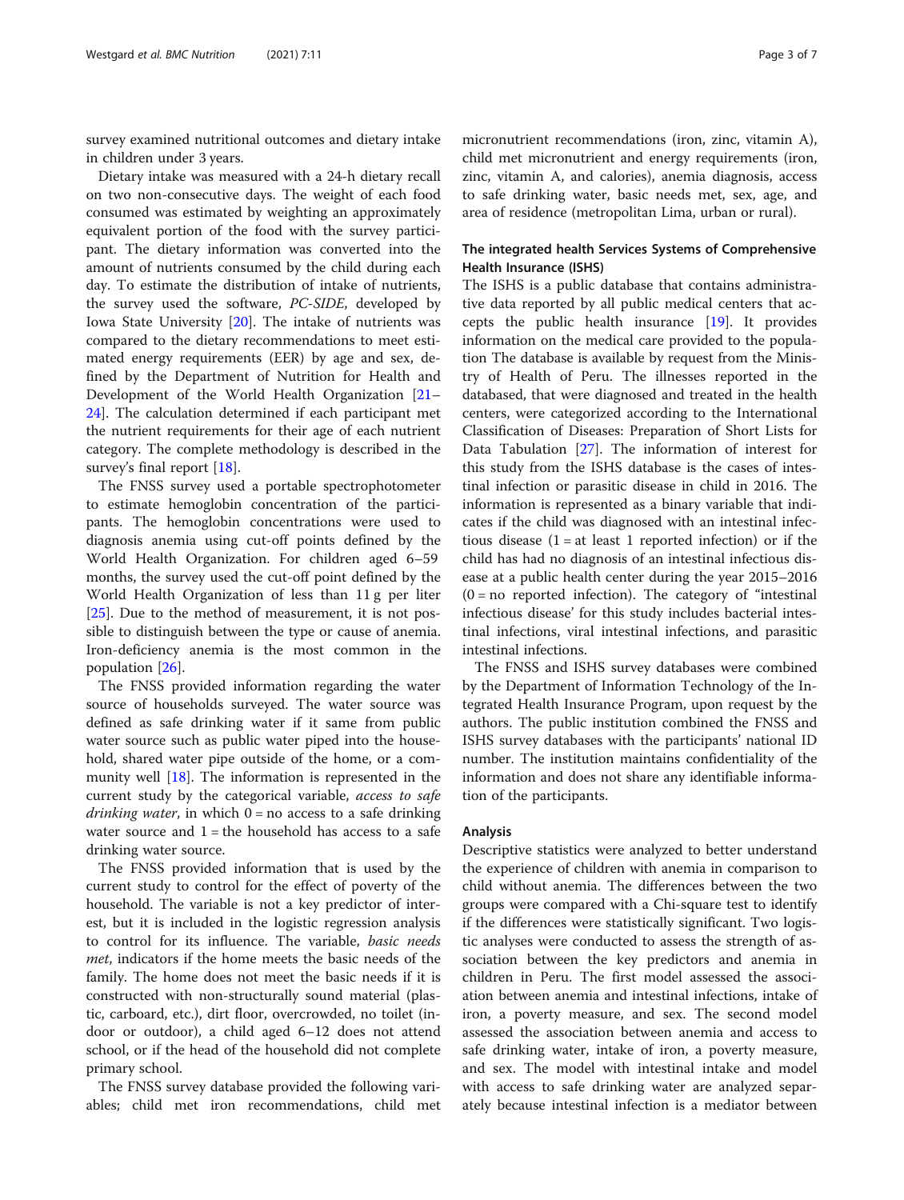survey examined nutritional outcomes and dietary intake in children under 3 years.

Dietary intake was measured with a 24-h dietary recall on two non-consecutive days. The weight of each food consumed was estimated by weighting an approximately equivalent portion of the food with the survey participant. The dietary information was converted into the amount of nutrients consumed by the child during each day. To estimate the distribution of intake of nutrients, the survey used the software, *PC-SIDE*, developed by Iowa State University [20]. The intake of nutrients was compared to the dietary recommendations to meet estimated energy requirements (EER) by age and sex, defined by the Department of Nutrition for Health and Development of the World Health Organization [21–24]. The calculation determined if each participant met the nutrient requirements for their age of each nutrient category. The complete methodology is described in the survey's final report [18].

The FNSS survey used a portable spectrophotometer to estimate hemoglobin concentration of the participants. The hemoglobin concentrations were used to diagnosis anemia using cut-off points defined by the World Health Organization. For children aged 6–59 months, the survey used the cut-off point defined by the World Health Organization of less than 11 g per liter [25]. Due to the method of measurement, it is not possible to distinguish between the type or cause of anemia. Iron-deficiency anemia is the most common in the population [26].

The FNSS provided information regarding the water source of households surveyed. The water source was defined as safe drinking water if it same from public water source such as public water piped into the household, shared water pipe outside of the home, or a community well [18]. The information is represented in the current study by the categorical variable, *access to safe drinking water*, in which 0 = no access to a safe drinking water source and 1 = the household has access to a safe drinking water source.

The FNSS provided information that is used by the current study to control for the effect of poverty of the household. The variable is not a key predictor of interest, but it is included in the logistic regression analysis to control for its influence. The variable, *basic needs met*, indicators if the home meets the basic needs of the family. The home does not meet the basic needs if it is constructed with non-structurally sound material (plastic, carboard, etc.), dirt floor, overcrowded, no toilet (indoor or outdoor), a child aged 6–12 does not attend school, or if the head of the household did not complete primary school.

The FNSS survey database provided the following variables; child met iron recommendations, child met micronutrient recommendations (iron, zinc, vitamin A), child met micronutrient and energy requirements (iron, zinc, vitamin A, and calories), anemia diagnosis, access to safe drinking water, basic needs met, sex, age, and area of residence (metropolitan Lima, urban or rural).

### The integrated health Services Systems of Comprehensive Health Insurance (ISHS)

The ISHS is a public database that contains administrative data reported by all public medical centers that accepts the public health insurance [19]. It provides information on the medical care provided to the population The database is available by request from the Ministry of Health of Peru. The illnesses reported in the databased, that were diagnosed and treated in the health centers, were categorized according to the International Classification of Diseases: Preparation of Short Lists for Data Tabulation [27]. The information of interest for this study from the ISHS database is the cases of intestinal infection or parasitic disease in child in 2016. The information is represented as a binary variable that indicates if the child was diagnosed with an intestinal infectious disease (1 = at least 1 reported infection) or if the child has had no diagnosis of an intestinal infectious disease at a public health center during the year 2015–2016 (0 = no reported infection). The category of "intestinal infectious disease' for this study includes bacterial intestinal infections, viral intestinal infections, and parasitic intestinal infections.

The FNSS and ISHS survey databases were combined by the Department of Information Technology of the Integrated Health Insurance Program, upon request by the authors. The public institution combined the FNSS and ISHS survey databases with the participants' national ID number. The institution maintains confidentiality of the information and does not share any identifiable information of the participants.

### Analysis

Descriptive statistics were analyzed to better understand the experience of children with anemia in comparison to child without anemia. The differences between the two groups were compared with a Chi-square test to identify if the differences were statistically significant. Two logistic analyses were conducted to assess the strength of association between the key predictors and anemia in children in Peru. The first model assessed the association between anemia and intestinal infections, intake of iron, a poverty measure, and sex. The second model assessed the association between anemia and access to safe drinking water, intake of iron, a poverty measure, and sex. The model with intestinal intake and model with access to safe drinking water are analyzed separately because intestinal infection is a mediator between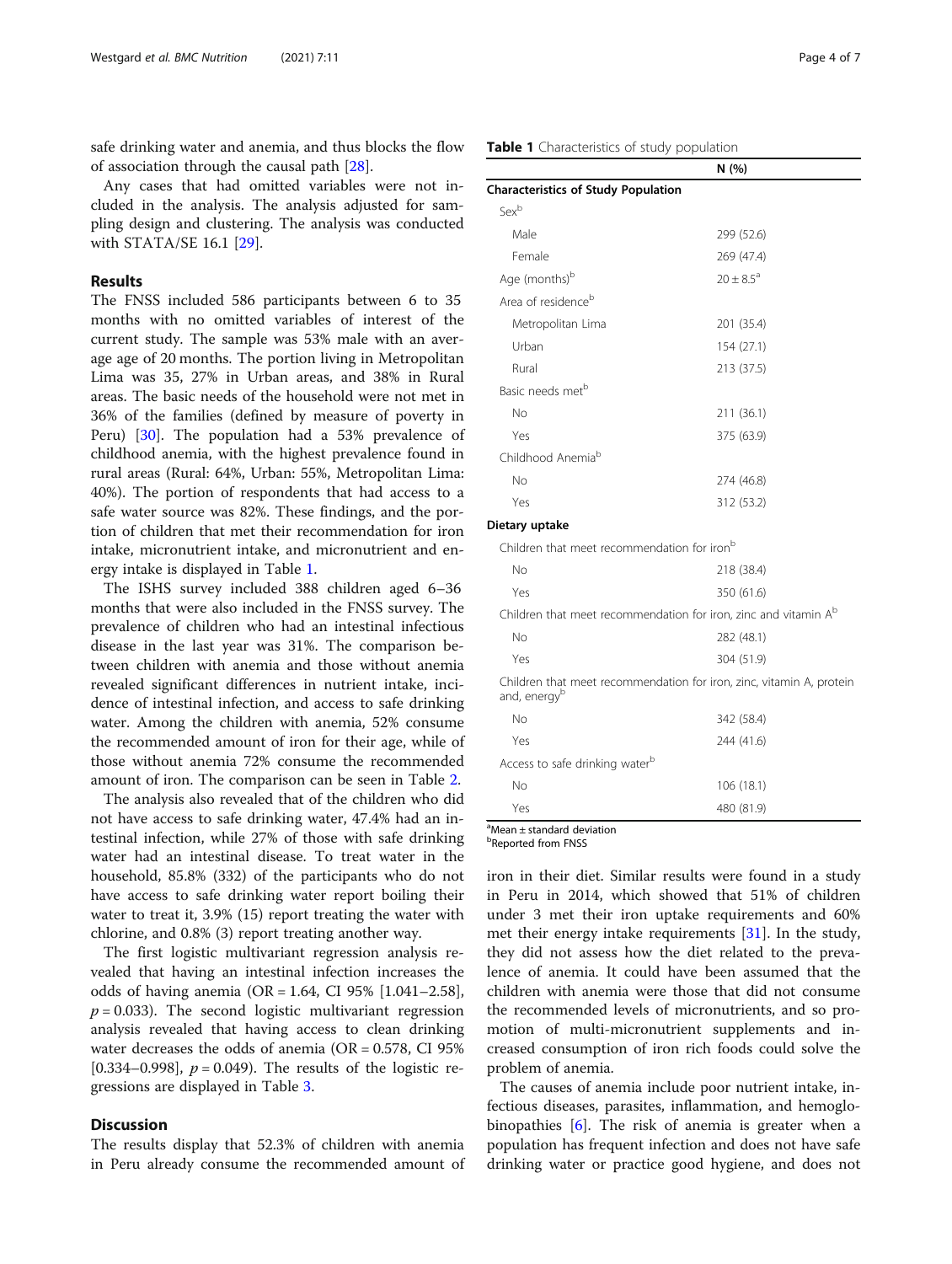safe drinking water and anemia, and thus blocks the flow of association through the causal path [28].

Any cases that had omitted variables were not included in the analysis. The analysis adjusted for sampling design and clustering. The analysis was conducted with STATA/SE 16.1 [29].

## Results

The FNSS included 586 participants between 6 to 35 months with no omitted variables of interest of the current study. The sample was 53% male with an average age of 20 months. The portion living in Metropolitan Lima was 35, 27% in Urban areas, and 38% in Rural areas. The basic needs of the household were not met in 36% of the families (defined by measure of poverty in Peru) [30]. The population had a 53% prevalence of childhood anemia, with the highest prevalence found in rural areas (Rural: 64%, Urban: 55%, Metropolitan Lima: 40%). The portion of respondents that had access to a safe water source was 82%. These findings, and the portion of children that met their recommendation for iron intake, micronutrient intake, and micronutrient and energy intake is displayed in Table 1.

The ISHS survey included 388 children aged 6–36 months that were also included in the FNSS survey. The prevalence of children who had an intestinal infectious disease in the last year was 31%. The comparison between children with anemia and those without anemia revealed significant differences in nutrient intake, incidence of intestinal infection, and access to safe drinking water. Among the children with anemia, 52% consume the recommended amount of iron for their age, while of those without anemia 72% consume the recommended amount of iron. The comparison can be seen in Table 2.

The analysis also revealed that of the children who did not have access to safe drinking water, 47.4% had an intestinal infection, while 27% of those with safe drinking water had an intestinal disease. To treat water in the household, 85.8% (332) of the participants who do not have access to safe drinking water report boiling their water to treat it, 3.9% (15) report treating the water with chlorine, and 0.8% (3) report treating another way.

The first logistic multivariant regression analysis revealed that having an intestinal infection increases the odds of having anemia (OR = 1.64, CI 95% [1.041–2.58], $p = 0.033$). The second logistic multivariant regression analysis revealed that having access to clean drinking water decreases the odds of anemia (OR = 0.578, CI 95% [0.334–0.998], $p = 0.049$). The results of the logistic regressions are displayed in Table 3.

**Table 1** Characteristics of study population

| | N (%) |
|---|---|
| **Characteristics of Study Population** | |
| Sex[b] | |
| Male | 299 (52.6) |
| Female | 269 (47.4) |
| Age (months)[b] | 20 ± 8.5[a] |
| Area of residence[b] | |
| Metropolitan Lima | 201 (35.4) |
| Urban | 154 (27.1) |
| Rural | 213 (37.5) |
| Basic needs met[b] | |
| No | 211 (36.1) |
| Yes | 375 (63.9) |
| Childhood Anemia[b] | |
| No | 274 (46.8) |
| Yes | 312 (53.2) |
| **Dietary uptake** | |
| Children that meet recommendation for iron[b] | |
| No | 218 (38.4) |
| Yes | 350 (61.6) |
| Children that meet recommendation for iron, zinc and vitamin A[b] | |
| No | 282 (48.1) |
| Yes | 304 (51.9) |
| Children that meet recommendation for iron, zinc, vitamin A, protein and, energy[b] | |
| No | 342 (58.4) |
| Yes | 244 (41.6) |
| Access to safe drinking water[b] | |
| No | 106 (18.1) |
| Yes | 480 (81.9) |

[a]Mean ± standard deviation
[b]Reported from FNSS

## Discussion

The results display that 52.3% of children with anemia in Peru already consume the recommended amount of iron in their diet. Similar results were found in a study in Peru in 2014, which showed that 51% of children under 3 met their iron uptake requirements and 60% met their energy intake requirements [31]. In the study, they did not assess how the diet related to the prevalence of anemia. It could have been assumed that the children with anemia were those that did not consume the recommended levels of micronutrients, and so promotion of multi-micronutrient supplements and increased consumption of iron rich foods could solve the problem of anemia.

The causes of anemia include poor nutrient intake, infectious diseases, parasites, inflammation, and hemoglobinopathies [6]. The risk of anemia is greater when a population has frequent infection and does not have safe drinking water or practice good hygiene, and does not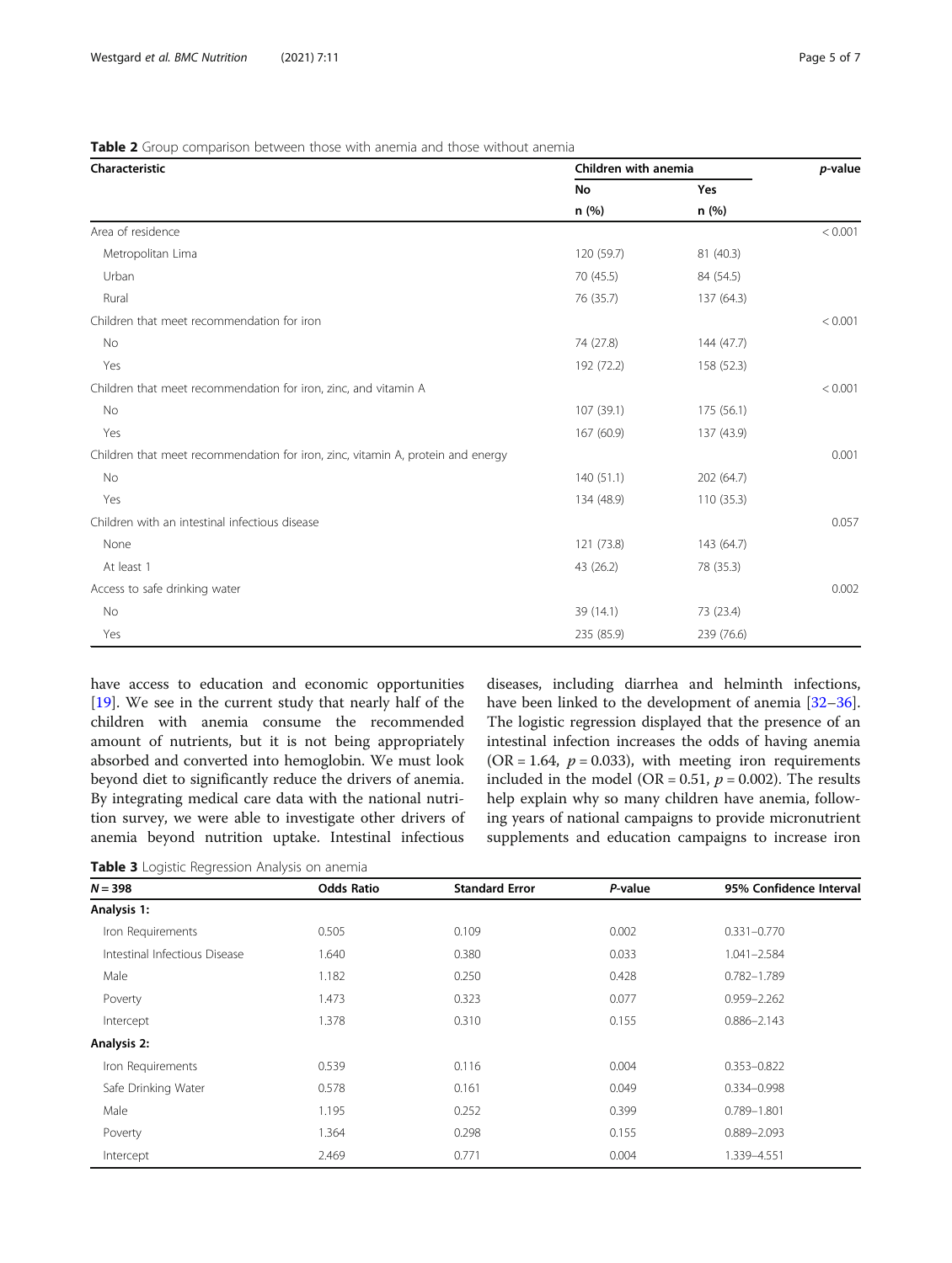**Table 2** Group comparison between those with anemia and those without anemia

| Characteristic | Children with anemia | | *p*-value |
|---|---|---|---|
| | No | Yes | |
| | n (%) | n (%) | |
| Area of residence | | | < 0.001 |
| Metropolitan Lima | 120 (59.7) | 81 (40.3) | |
| Urban | 70 (45.5) | 84 (54.5) | |
| Rural | 76 (35.7) | 137 (64.3) | |
| Children that meet recommendation for iron | | | < 0.001 |
| No | 74 (27.8) | 144 (47.7) | |
| Yes | 192 (72.2) | 158 (52.3) | |
| Children that meet recommendation for iron, zinc, and vitamin A | | | < 0.001 |
| No | 107 (39.1) | 175 (56.1) | |
| Yes | 167 (60.9) | 137 (43.9) | |
| Children that meet recommendation for iron, zinc, vitamin A, protein and energy | | | 0.001 |
| No | 140 (51.1) | 202 (64.7) | |
| Yes | 134 (48.9) | 110 (35.3) | |
| Children with an intestinal infectious disease | | | 0.057 |
| None | 121 (73.8) | 143 (64.7) | |
| At least 1 | 43 (26.2) | 78 (35.3) | |
| Access to safe drinking water | | | 0.002 |
| No | 39 (14.1) | 73 (23.4) | |
| Yes | 235 (85.9) | 239 (76.6) | |

have access to education and economic opportunities [19]. We see in the current study that nearly half of the children with anemia consume the recommended amount of nutrients, but it is not being appropriately absorbed and converted into hemoglobin. We must look beyond diet to significantly reduce the drivers of anemia. By integrating medical care data with the national nutrition survey, we were able to investigate other drivers of anemia beyond nutrition uptake. Intestinal infectious diseases, including diarrhea and helminth infections, have been linked to the development of anemia [32–36]. The logistic regression displayed that the presence of an intestinal infection increases the odds of having anemia (OR = 1.64, $p = 0.033$), with meeting iron requirements included in the model (OR = 0.51, $p = 0.002$). The results help explain why so many children have anemia, following years of national campaigns to provide micronutrient supplements and education campaigns to increase iron

**Table 3** Logistic Regression Analysis on anemia

| N = 398 | Odds Ratio | Standard Error | *P*-value | 95% Confidence Interval |
|---|---|---|---|---|
| **Analysis 1:** | | | | |
| Iron Requirements | 0.505 | 0.109 | 0.002 | 0.331–0.770 |
| Intestinal Infectious Disease | 1.640 | 0.380 | 0.033 | 1.041–2.584 |
| Male | 1.182 | 0.250 | 0.428 | 0.782–1.789 |
| Poverty | 1.473 | 0.323 | 0.077 | 0.959–2.262 |
| Intercept | 1.378 | 0.310 | 0.155 | 0.886–2.143 |
| **Analysis 2:** | | | | |
| Iron Requirements | 0.539 | 0.116 | 0.004 | 0.353–0.822 |
| Safe Drinking Water | 0.578 | 0.161 | 0.049 | 0.334–0.998 |
| Male | 1.195 | 0.252 | 0.399 | 0.789–1.801 |
| Poverty | 1.364 | 0.298 | 0.155 | 0.889–2.093 |
| Intercept | 2.469 | 0.771 | 0.004 | 1.339–4.551 |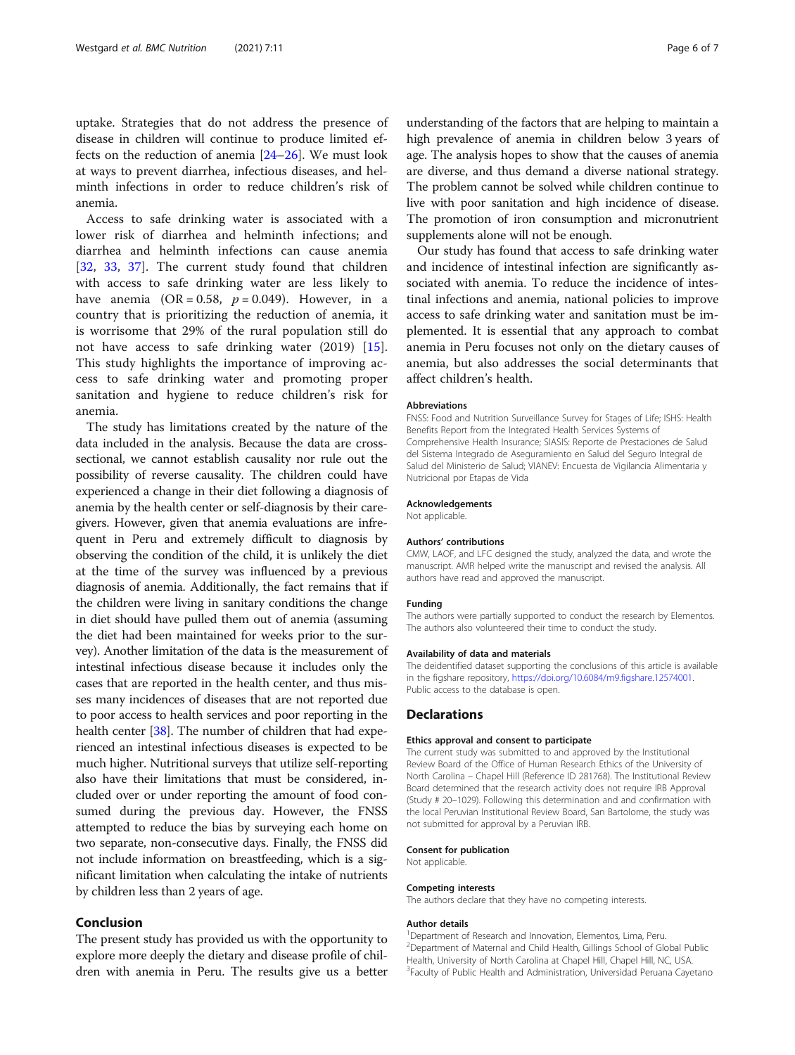uptake. Strategies that do not address the presence of disease in children will continue to produce limited effects on the reduction of anemia [24–26]. We must look at ways to prevent diarrhea, infectious diseases, and helminth infections in order to reduce children's risk of anemia.

Access to safe drinking water is associated with a lower risk of diarrhea and helminth infections; and diarrhea and helminth infections can cause anemia [32, 33, 37]. The current study found that children with access to safe drinking water are less likely to have anemia (OR = 0.58, $p = 0.049$). However, in a country that is prioritizing the reduction of anemia, it is worrisome that 29% of the rural population still do not have access to safe drinking water (2019) [15]. This study highlights the importance of improving access to safe drinking water and promoting proper sanitation and hygiene to reduce children's risk for anemia.

The study has limitations created by the nature of the data included in the analysis. Because the data are cross-sectional, we cannot establish causality nor rule out the possibility of reverse causality. The children could have experienced a change in their diet following a diagnosis of anemia by the health center or self-diagnosis by their caregivers. However, given that anemia evaluations are infrequent in Peru and extremely difficult to diagnosis by observing the condition of the child, it is unlikely the diet at the time of the survey was influenced by a previous diagnosis of anemia. Additionally, the fact remains that if the children were living in sanitary conditions the change in diet should have pulled them out of anemia (assuming the diet had been maintained for weeks prior to the survey). Another limitation of the data is the measurement of intestinal infectious disease because it includes only the cases that are reported in the health center, and thus misses many incidences of diseases that are not reported due to poor access to health services and poor reporting in the health center [38]. The number of children that had experienced an intestinal infectious diseases is expected to be much higher. Nutritional surveys that utilize self-reporting also have their limitations that must be considered, included over or under reporting the amount of food consumed during the previous day. However, the FNSS attempted to reduce the bias by surveying each home on two separate, non-consecutive days. Finally, the FNSS did not include information on breastfeeding, which is a significant limitation when calculating the intake of nutrients by children less than 2 years of age.

## Conclusion

The present study has provided us with the opportunity to explore more deeply the dietary and disease profile of children with anemia in Peru. The results give us a better understanding of the factors that are helping to maintain a high prevalence of anemia in children below 3 years of age. The analysis hopes to show that the causes of anemia are diverse, and thus demand a diverse national strategy. The problem cannot be solved while children continue to live with poor sanitation and high incidence of disease. The promotion of iron consumption and micronutrient supplements alone will not be enough.

Our study has found that access to safe drinking water and incidence of intestinal infection are significantly associated with anemia. To reduce the incidence of intestinal infections and anemia, national policies to improve access to safe drinking water and sanitation must be implemented. It is essential that any approach to combat anemia in Peru focuses not only on the dietary causes of anemia, but also addresses the social determinants that affect children's health.

### Abbreviations

FNSS: Food and Nutrition Surveillance Survey for Stages of Life; ISHS: Health Benefits Report from the Integrated Health Services Systems of Comprehensive Health Insurance; SIASIS: Reporte de Prestaciones de Salud del Sistema Integrado de Aseguramiento en Salud del Seguro Integral de Salud del Ministerio de Salud; VIANEV: Encuesta de Vigilancia Alimentaria y Nutricional por Etapas de Vida

### Acknowledgements

Not applicable.

### Authors' contributions

CMW, LAOF, and LFC designed the study, analyzed the data, and wrote the manuscript. AMR helped write the manuscript and revised the analysis. All authors have read and approved the manuscript.

### Funding

The authors were partially supported to conduct the research by Elementos. The authors also volunteered their time to conduct the study.

### Availability of data and materials

The deidentified dataset supporting the conclusions of this article is available in the figshare repository, https://doi.org/10.6084/m9.figshare.12574001. Public access to the database is open.

## Declarations

### Ethics approval and consent to participate

The current study was submitted to and approved by the Institutional Review Board of the Office of Human Research Ethics of the University of North Carolina – Chapel Hill (Reference ID 281768). The Institutional Review Board determined that the research activity does not require IRB Approval (Study # 20–1029). Following this determination and and confirmation with the local Peruvian Institutional Review Board, San Bartolome, the study was not submitted for approval by a Peruvian IRB.

### Consent for publication

Not applicable.

### Competing interests

The authors declare that they have no competing interests.

### Author details

[1]Department of Research and Innovation, Elementos, Lima, Peru. [2]Department of Maternal and Child Health, Gillings School of Global Public Health, University of North Carolina at Chapel Hill, Chapel Hill, NC, USA. [3]Faculty of Public Health and Administration, Universidad Peruana Cayetano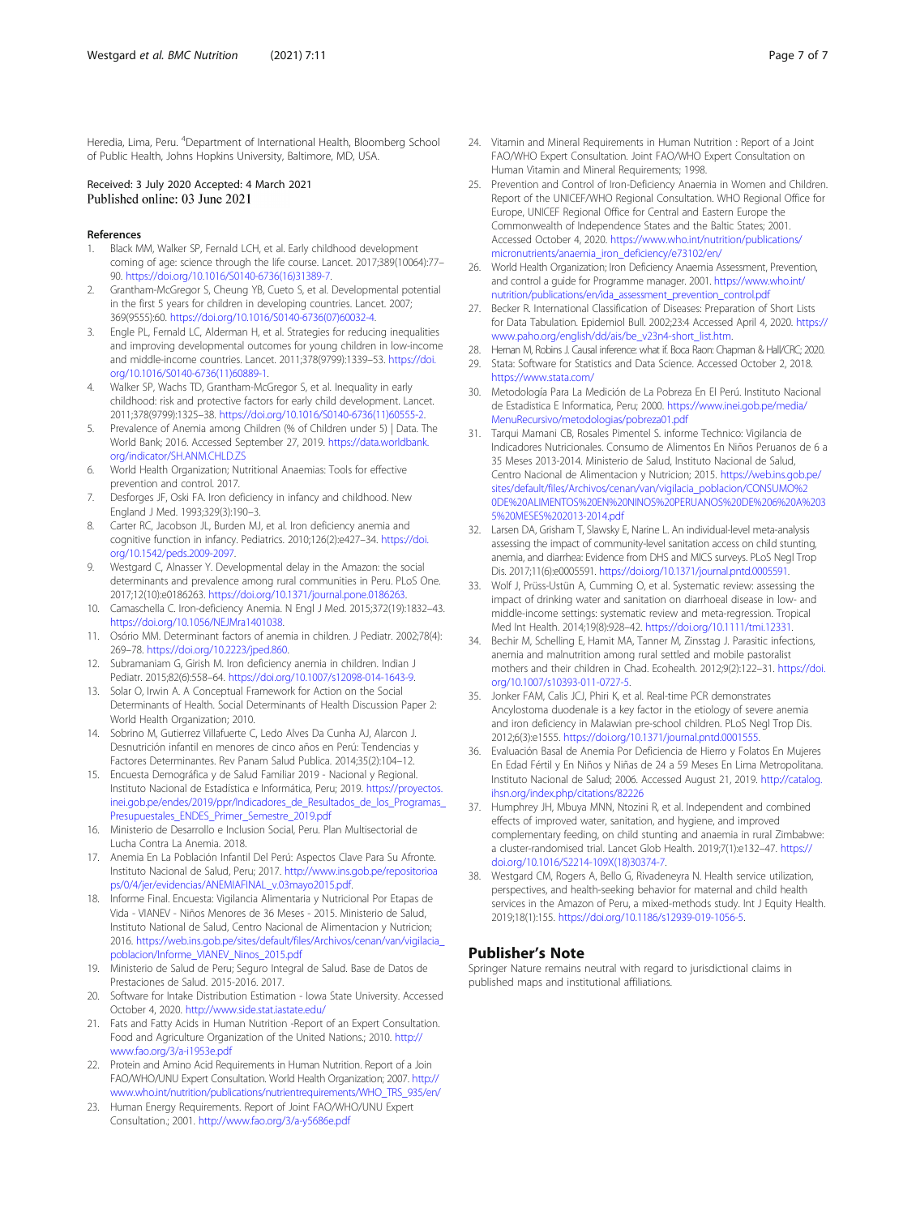Heredia, Lima, Peru. [4]Department of International Health, Bloomberg School of Public Health, Johns Hopkins University, Baltimore, MD, USA.

Received: 3 July 2020 Accepted: 4 March 2021
Published online: 03 June 2021

## References

1. Black MM, Walker SP, Fernald LCH, et al. Early childhood development coming of age: science through the life course. Lancet. 2017;389(10064):77–90. https://doi.org/10.1016/S0140-6736(16)31389-7.
2. Grantham-McGregor S, Cheung YB, Cueto S, et al. Developmental potential in the first 5 years for children in developing countries. Lancet. 2007; 369(9555):60. https://doi.org/10.1016/S0140-6736(07)60032-4.
3. Engle PL, Fernald LC, Alderman H, et al. Strategies for reducing inequalities and improving developmental outcomes for young children in low-income and middle-income countries. Lancet. 2011;378(9799):1339–53. https://doi.org/10.1016/S0140-6736(11)60889-1.
4. Walker SP, Wachs TD, Grantham-McGregor S, et al. Inequality in early childhood: risk and protective factors for early child development. Lancet. 2011;378(9799):1325–38. https://doi.org/10.1016/S0140-6736(11)60555-2.
5. Prevalence of Anemia among Children (% of Children under 5) | Data. The World Bank; 2016. Accessed September 27, 2019. https://data.worldbank.org/indicator/SH.ANM.CHLD.ZS
6. World Health Organization; Nutritional Anaemias: Tools for effective prevention and control. 2017.
7. Desforges JF, Oski FA. Iron deficiency in infancy and childhood. New England J Med. 1993;329(3):190–3.
8. Carter RC, Jacobson JL, Burden MJ, et al. Iron deficiency anemia and cognitive function in infancy. Pediatrics. 2010;126(2):e427–34. https://doi.org/10.1542/peds.2009-2097.
9. Westgard C, Alnasser Y. Developmental delay in the Amazon: the social determinants and prevalence among rural communities in Peru. PLoS One. 2017;12(10):e0186263. https://doi.org/10.1371/journal.pone.0186263.
10. Camaschella C. Iron-deficiency Anemia. N Engl J Med. 2015;372(19):1832–43. https://doi.org/10.1056/NEJMra1401038.
11. Osório MM. Determinant factors of anemia in children. J Pediatr. 2002;78(4): 269–78. https://doi.org/10.2223/jped.860.
12. Subramaniam G, Girish M. Iron deficiency anemia in children. Indian J Pediatr. 2015;82(6):558–64. https://doi.org/10.1007/s12098-014-1643-9.
13. Solar O, Irwin A. A Conceptual Framework for Action on the Social Determinants of Health. Social Determinants of Health Discussion Paper 2: World Health Organization; 2010.
14. Sobrino M, Gutierrez Villafuerte C, Ledo Alves Da Cunha AJ, Alarcon J. Desnutrición infantil en menores de cinco años en Perú: Tendencias y Factores Determinantes. Rev Panam Salud Publica. 2014;35(2):104–12.
15. Encuesta Demográfica y de Salud Familiar 2019 - Nacional y Regional. Instituto Nacional de Estadística e Informática, Peru; 2019. https://proyectos.inei.gob.pe/endes/2019/ppr/Indicadores_de_Resultados_de_los_Programas_Presupuestales_ENDES_Primer_Semestre_2019.pdf
16. Ministerio de Desarrollo e Inclusion Social, Peru. Plan Multisectorial de Lucha Contra La Anemia. 2018.
17. Anemia En La Población Infantil Del Perú: Aspectos Clave Para Su Afronte. Instituto Nacional de Salud, Peru; 2017. http://www.ins.gob.pe/repositorioaps/0/4/jer/evidencias/ANEMIAFINAL_v.03mayo2015.pdf.
18. Informe Final. Encuesta: Vigilancia Alimentaria y Nutricional Por Etapas de Vida - VIANEV - Niños Menores de 36 Meses - 2015. Ministerio de Salud, Instituto National de Salud, Centro Nacional de Alimentacion y Nutricion; 2016. https://web.ins.gob.pe/sites/default/files/Archivos/cenan/van/vigilacia_poblacion/Informe_VIANEV_Ninos_2015.pdf
19. Ministerio de Salud de Peru; Seguro Integral de Salud. Base de Datos de Prestaciones de Salud. 2015-2016. 2017.
20. Software for Intake Distribution Estimation - Iowa State University. Accessed October 4, 2020. http://www.side.stat.iastate.edu/
21. Fats and Fatty Acids in Human Nutrition -Report of an Expert Consultation. Food and Agriculture Organization of the United Nations.; 2010. http://www.fao.org/3/a-i1953e.pdf
22. Protein and Amino Acid Requirements in Human Nutrition. Report of a Join FAO/WHO/UNU Expert Consultation. World Health Organization; 2007. http://www.who.int/nutrition/publications/nutrientrequirements/WHO_TRS_935/en/
23. Human Energy Requirements. Report of Joint FAO/WHO/UNU Expert Consultation.; 2001. http://www.fao.org/3/a-y5686e.pdf
24. Vitamin and Mineral Requirements in Human Nutrition : Report of a Joint FAO/WHO Expert Consultation. Joint FAO/WHO Expert Consultation on Human Vitamin and Mineral Requirements; 1998.
25. Prevention and Control of Iron-Deficiency Anaemia in Women and Children. Report of the UNICEF/WHO Regional Consultation. WHO Regional Office for Europe, UNICEF Regional Office for Central and Eastern Europe the Commonwealth of Independence States and the Baltic States; 2001. Accessed October 4, 2020. https://www.who.int/nutrition/publications/micronutrients/anaemia_iron_deficiency/e73102/en/
26. World Health Organization; Iron Deficiency Anaemia Assessment, Prevention, and control a guide for Programme manager. 2001. https://www.who.int/nutrition/publications/en/ida_assessment_prevention_control.pdf
27. Becker R. International Classification of Diseases: Preparation of Short Lists for Data Tabulation. Epidemiol Bull. 2002;23:4 Accessed April 4, 2020. https://www.paho.org/english/dd/ais/be_v23n4-short_list.htm.
28. Hernan M, Robins J. Causal inference: what if. Boca Raon: Chapman & Hall/CRC; 2020.
29. Stata: Software for Statistics and Data Science. Accessed October 2, 2018. https://www.stata.com/
30. Metodología Para La Medición de La Pobreza En El Perú. Instituto Nacional de Estadistica E Informatica, Peru; 2000. https://www.inei.gob.pe/media/MenuRecursivo/metodologias/pobreza01.pdf
31. Tarqui Mamani CB, Rosales Pimentel S. informe Technico: Vigilancia de Indicadores Nutricionales. Consumo de Alimentos En Niños Peruanos de 6 a 35 Meses 2013-2014. Ministerio de Salud, Instituto Nacional de Salud, Centro Nacional de Alimentacion y Nutricion; 2015. https://web.ins.gob.pe/sites/default/files/Archivos/cenan/van/vigilacia_poblacion/CONSUMO%20DE%20ALIMENTOS%20EN%20NINOS%20PERUANOS%20DE%206%20A%2035%20MESES%202013-2014.pdf
32. Larsen DA, Grisham T, Slawsky E, Narine L. An individual-level meta-analysis assessing the impact of community-level sanitation access on child stunting, anemia, and diarrhea: Evidence from DHS and MICS surveys. PLoS Negl Trop Dis. 2017;11(6):e0005591. https://doi.org/10.1371/journal.pntd.0005591.
33. Wolf J, Prüss-Ustün A, Cumming O, et al. Systematic review: assessing the impact of drinking water and sanitation on diarrhoeal disease in low- and middle-income settings: systematic review and meta-regression. Tropical Med Int Health. 2014;19(8):928–42. https://doi.org/10.1111/tmi.12331.
34. Bechir M, Schelling E, Hamit MA, Tanner M, Zinsstag J. Parasitic infections, anemia and malnutrition among rural settled and mobile pastoralist mothers and their children in Chad. Ecohealth. 2012;9(2):122–31. https://doi.org/10.1007/s10393-011-0727-5.
35. Jonker FAM, Calis JCJ, Phiri K, et al. Real-time PCR demonstrates Ancylostoma duodenale is a key factor in the etiology of severe anemia and iron deficiency in Malawian pre-school children. PLoS Negl Trop Dis. 2012;6(3):e1555. https://doi.org/10.1371/journal.pntd.0001555.
36. Evaluación Basal de Anemia Por Deficiencia de Hierro y Folatos En Mujeres En Edad Fértil y En Niños y Niñas de 24 a 59 Meses En Lima Metropolitana. Instituto Nacional de Salud; 2006. Accessed August 21, 2019. http://catalog.ihsn.org/index.php/citations/82226
37. Humphrey JH, Mbuya MNN, Ntozini R, et al. Independent and combined effects of improved water, sanitation, and hygiene, and improved complementary feeding, on child stunting and anaemia in rural Zimbabwe: a cluster-randomised trial. Lancet Glob Health. 2019;7(1):e132–47. https://doi.org/10.1016/S2214-109X(18)30374-7.
38. Westgard CM, Rogers A, Bello G, Rivadeneyra N. Health service utilization, perspectives, and health-seeking behavior for maternal and child health services in the Amazon of Peru, a mixed-methods study. Int J Equity Health. 2019;18(1):155. https://doi.org/10.1186/s12939-019-1056-5.

## Publisher's Note

Springer Nature remains neutral with regard to jurisdictional claims in published maps and institutional affiliations.